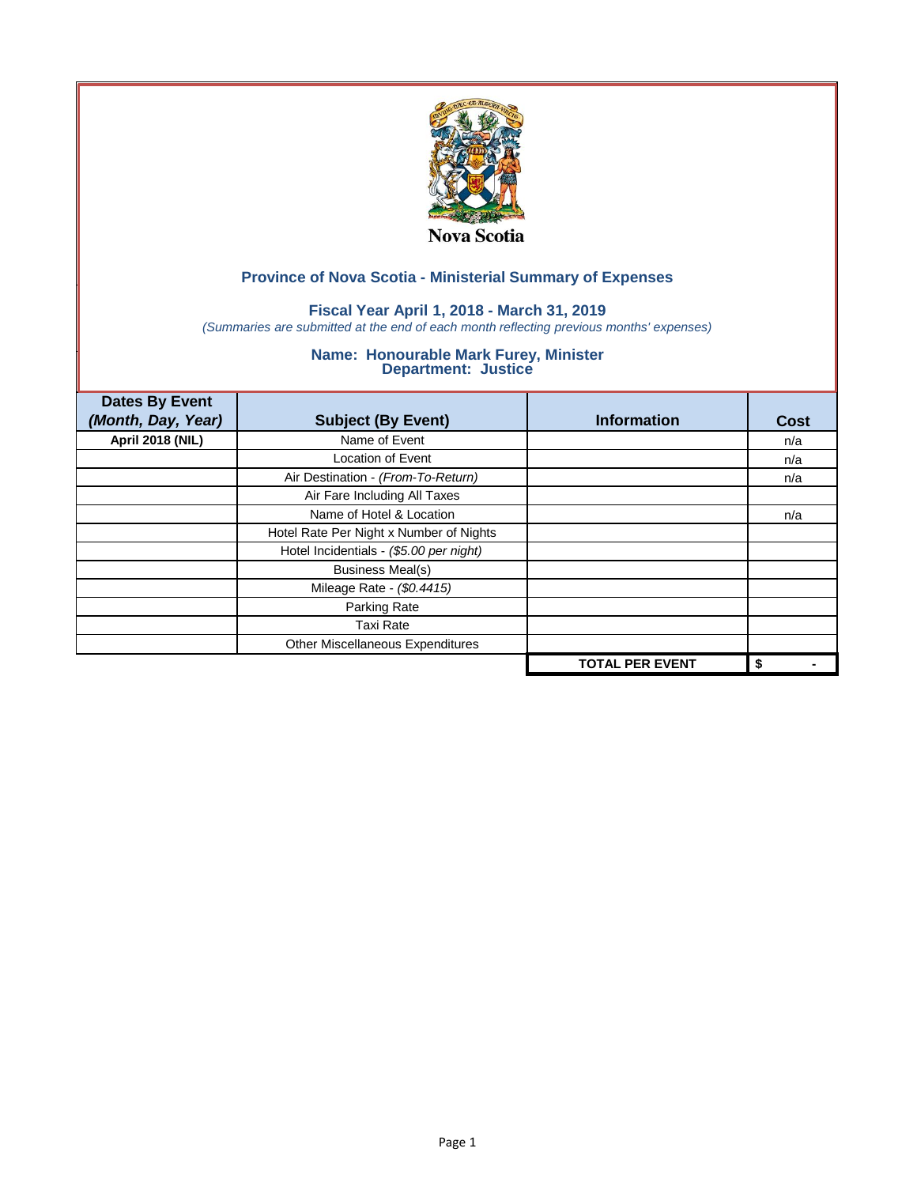Nova Scotia

## Province of Nova Scotia - Ministerial Summary of Expenses

### Fiscal Year April 1, 2018 - March 31, 2019

*(Summaries are submitted at the end of each month reflecting previous months' expenses)*

### Name: Honourable Mark Furey, Minister
### Department: Justice

| Dates By Event *(Month, Day, Year)* | Subject (By Event) | Information | Cost |
|---|---|---|---|
| **April 2018 (NIL)** | Name of Event | | n/a |
| | Location of Event | | n/a |
| | Air Destination - *(From-To-Return)* | | n/a |
| | Air Fare Including All Taxes | | |
| | Name of Hotel & Location | | n/a |
| | Hotel Rate Per Night x Number of Nights | | |
| | Hotel Incidentials - *($5.00 per night)* | | |
| | Business Meal(s) | | |
| | Mileage Rate - *($0.4415)* | | |
| | Parking Rate | | |
| | Taxi Rate | | |
| | Other Miscellaneous Expenditures | | |
| | | **TOTAL PER EVENT** | **$ -** |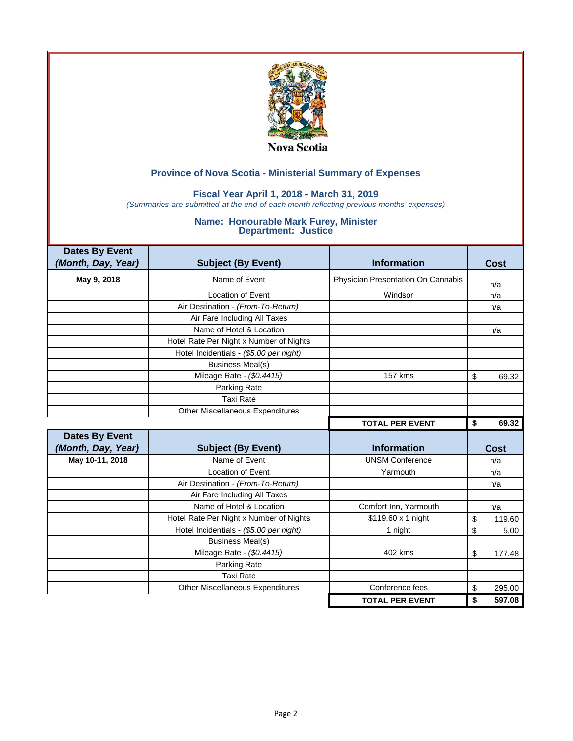Nova Scotia

## Province of Nova Scotia - Ministerial Summary of Expenses

### Fiscal Year April 1, 2018 - March 31, 2019

*(Summaries are submitted at the end of each month reflecting previous months' expenses)*

### Name: Honourable Mark Furey, Minister
### Department: Justice

| Dates By Event *(Month, Day, Year)* | Subject (By Event) | Information | Cost |
|---|---|---|---|
| **May 9, 2018** | Name of Event | Physician Presentation On Cannabis | n/a |
| | Location of Event | Windsor | n/a |
| | Air Destination - *(From-To-Return)* | | n/a |
| | Air Fare Including All Taxes | | |
| | Name of Hotel & Location | | n/a |
| | Hotel Rate Per Night x Number of Nights | | |
| | Hotel Incidentials - *($5.00 per night)* | | |
| | Business Meal(s) | | |
| | Mileage Rate - *($0.4415)* | 157 kms | $ 69.32 |
| | Parking Rate | | |
| | Taxi Rate | | |
| | Other Miscellaneous Expenditures | | |
| | | **TOTAL PER EVENT** | **$ 69.32** |

| Dates By Event *(Month, Day, Year)* | Subject (By Event) | Information | Cost |
|---|---|---|---|
| **May 10-11, 2018** | Name of Event | UNSM Conference | n/a |
| | Location of Event | Yarmouth | n/a |
| | Air Destination - *(From-To-Return)* | | n/a |
| | Air Fare Including All Taxes | | |
| | Name of Hotel & Location | Comfort Inn, Yarmouth | n/a |
| | Hotel Rate Per Night x Number of Nights | $119.60 x 1 night | $ 119.60 |
| | Hotel Incidentials - *($5.00 per night)* | 1 night | $ 5.00 |
| | Business Meal(s) | | |
| | Mileage Rate - *($0.4415)* | 402 kms | $ 177.48 |
| | Parking Rate | | |
| | Taxi Rate | | |
| | Other Miscellaneous Expenditures | Conference fees | $ 295.00 |
| | | **TOTAL PER EVENT** | **$ 597.08** |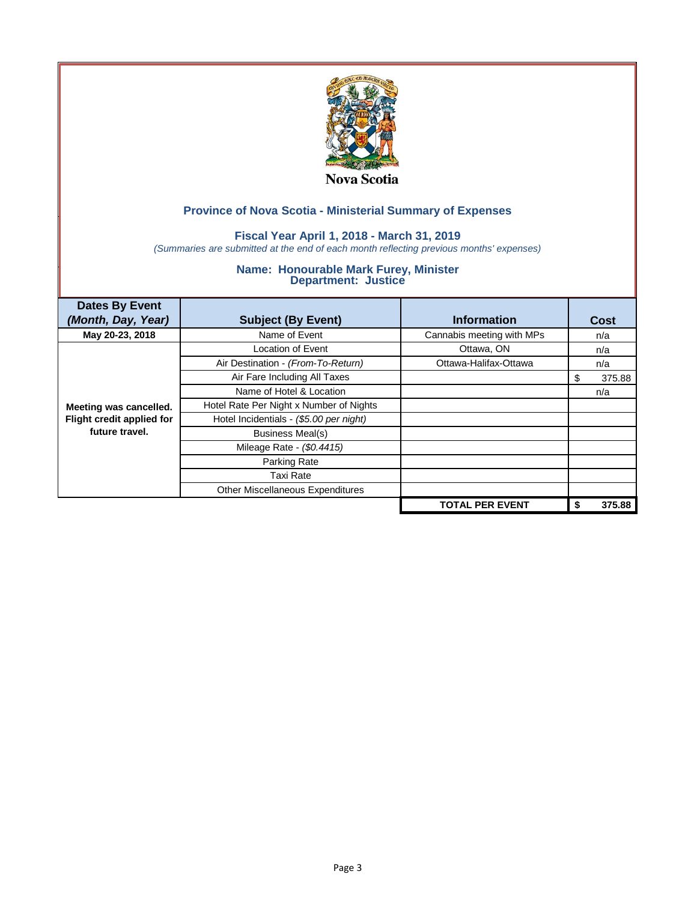Nova Scotia

## Province of Nova Scotia - Ministerial Summary of Expenses

### Fiscal Year April 1, 2018 - March 31, 2019

*(Summaries are submitted at the end of each month reflecting previous months' expenses)*

### Name: Honourable Mark Furey, Minister
### Department: Justice

| Dates By Event *(Month, Day, Year)* | Subject (By Event) | Information | Cost |
|---|---|---|---|
| **May 20-23, 2018** | Name of Event | Cannabis meeting with MPs | n/a |
| **Meeting was cancelled. Flight credit applied for future travel.** | Location of Event | Ottawa, ON | n/a |
| | Air Destination - *(From-To-Return)* | Ottawa-Halifax-Ottawa | n/a |
| | Air Fare Including All Taxes | | $ 375.88 |
| | Name of Hotel & Location | | n/a |
| | Hotel Rate Per Night x Number of Nights | | |
| | Hotel Incidentials - *($5.00 per night)* | | |
| | Business Meal(s) | | |
| | Mileage Rate - *($0.4415)* | | |
| | Parking Rate | | |
| | Taxi Rate | | |
| | Other Miscellaneous Expenditures | | |
| | | **TOTAL PER EVENT** | **$ 375.88** |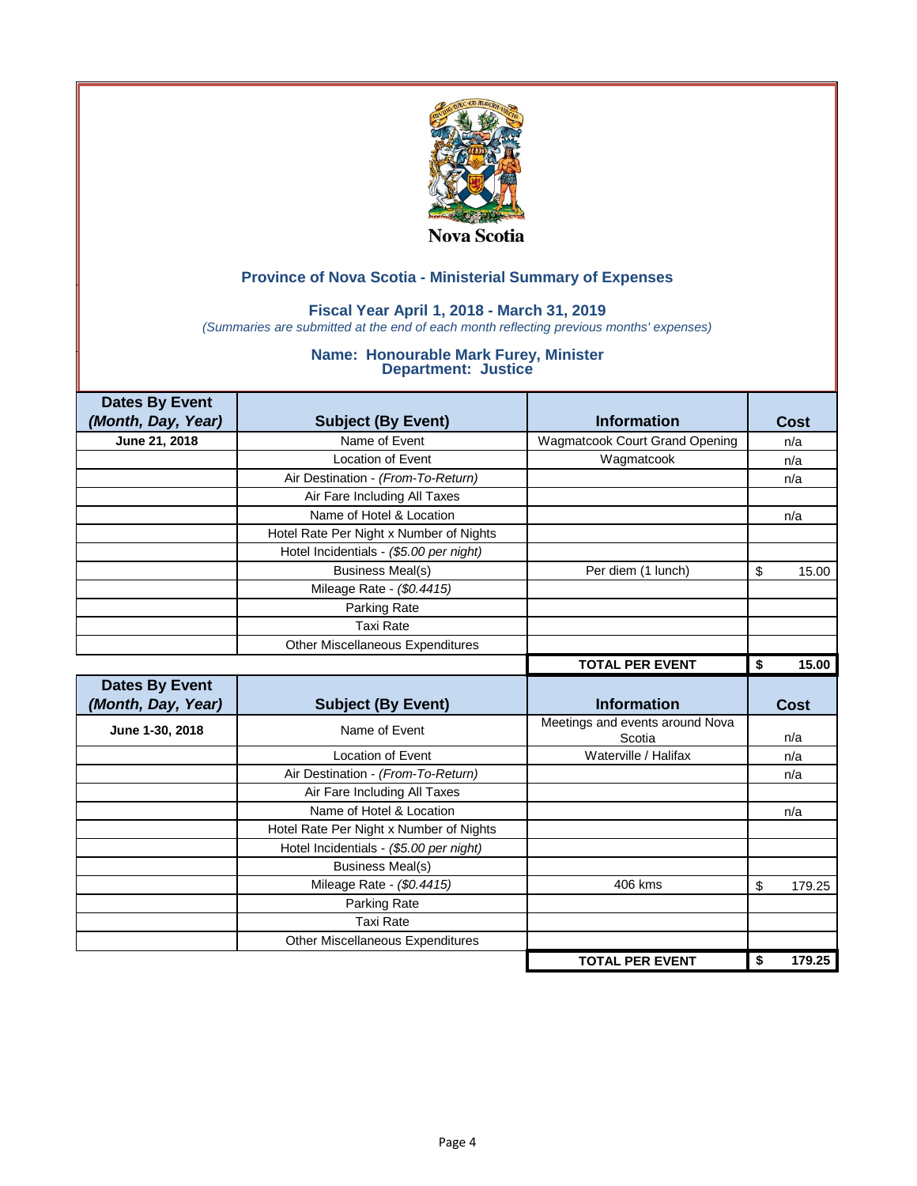Nova Scotia

## Province of Nova Scotia - Ministerial Summary of Expenses

### Fiscal Year April 1, 2018 - March 31, 2019

*(Summaries are submitted at the end of each month reflecting previous months' expenses)*

### Name: Honourable Mark Furey, Minister
### Department: Justice

| Dates By Event *(Month, Day, Year)* | Subject (By Event) | Information | Cost |
|---|---|---|---|
| **June 21, 2018** | Name of Event | Wagmatcook Court Grand Opening | n/a |
| | Location of Event | Wagmatcook | n/a |
| | Air Destination - *(From-To-Return)* | | n/a |
| | Air Fare Including All Taxes | | |
| | Name of Hotel & Location | | n/a |
| | Hotel Rate Per Night x Number of Nights | | |
| | Hotel Incidentials - *($5.00 per night)* | | |
| | Business Meal(s) | Per diem (1 lunch) | $ 15.00 |
| | Mileage Rate - *($0.4415)* | | |
| | Parking Rate | | |
| | Taxi Rate | | |
| | Other Miscellaneous Expenditures | | |
| | | **TOTAL PER EVENT** | **$ 15.00** |

| Dates By Event *(Month, Day, Year)* | Subject (By Event) | Information | Cost |
|---|---|---|---|
| **June 1-30, 2018** | Name of Event | Meetings and events around Nova Scotia | n/a |
| | Location of Event | Waterville / Halifax | n/a |
| | Air Destination - *(From-To-Return)* | | n/a |
| | Air Fare Including All Taxes | | |
| | Name of Hotel & Location | | n/a |
| | Hotel Rate Per Night x Number of Nights | | |
| | Hotel Incidentials - *($5.00 per night)* | | |
| | Business Meal(s) | | |
| | Mileage Rate - *($0.4415)* | 406 kms | $ 179.25 |
| | Parking Rate | | |
| | Taxi Rate | | |
| | Other Miscellaneous Expenditures | | |
| | | **TOTAL PER EVENT** | **$ 179.25** |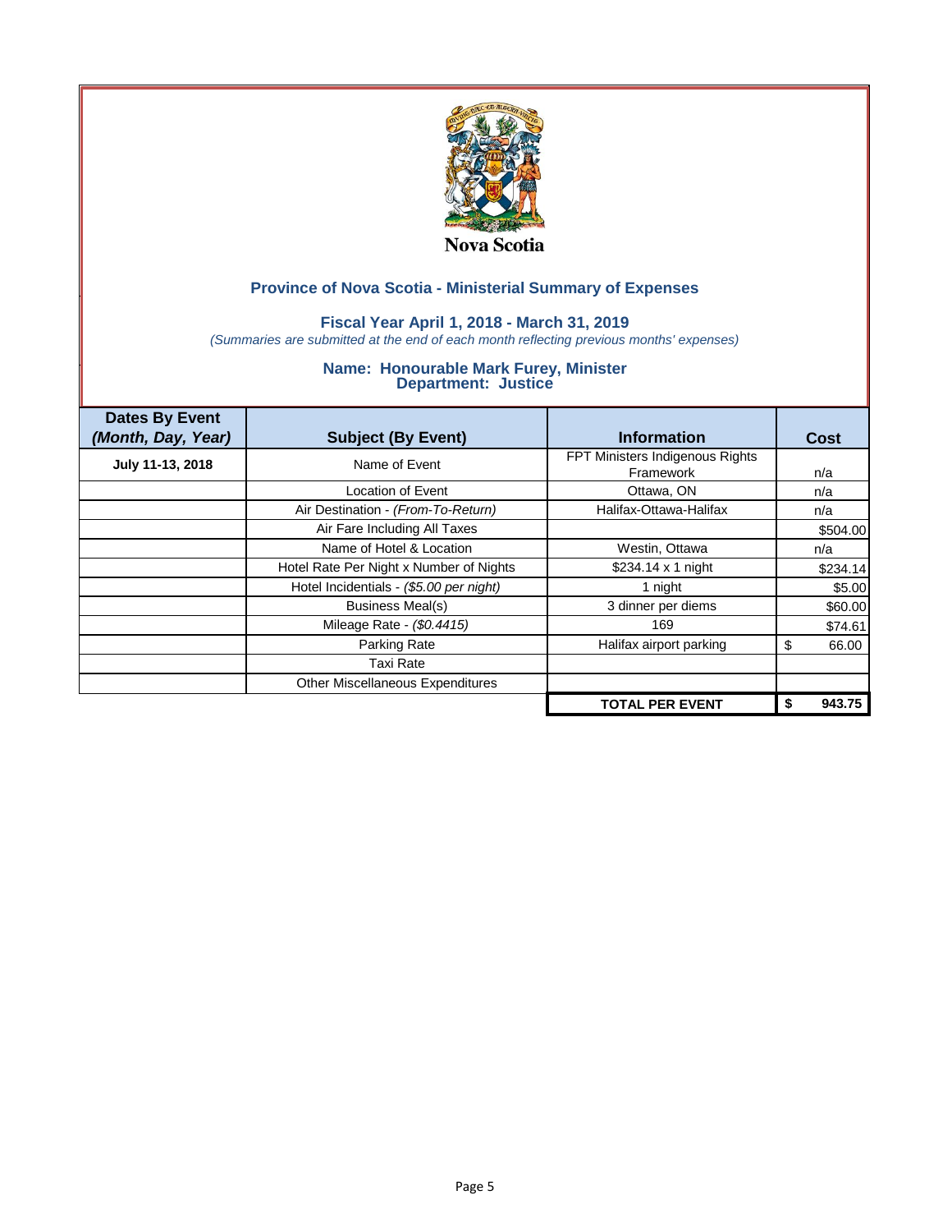Nova Scotia

## Province of Nova Scotia - Ministerial Summary of Expenses

### Fiscal Year April 1, 2018 - March 31, 2019

*(Summaries are submitted at the end of each month reflecting previous months' expenses)*

### Name: Honourable Mark Furey, Minister
### Department: Justice

| Dates By Event *(Month, Day, Year)* | Subject (By Event) | Information | Cost |
|---|---|---|---|
| July 11-13, 2018 | Name of Event | FPT Ministers Indigenous Rights Framework | n/a |
| | Location of Event | Ottawa, ON | n/a |
| | Air Destination - *(From-To-Return)* | Halifax-Ottawa-Halifax | n/a |
| | Air Fare Including All Taxes | | $504.00 |
| | Name of Hotel & Location | Westin, Ottawa | n/a |
| | Hotel Rate Per Night x Number of Nights | $234.14 x 1 night | $234.14 |
| | Hotel Incidentials - *($5.00 per night)* | 1 night | $5.00 |
| | Business Meal(s) | 3 dinner per diems | $60.00 |
| | Mileage Rate - *($0.4415)* | 169 | $74.61 |
| | Parking Rate | Halifax airport parking | $ 66.00 |
| | Taxi Rate | | |
| | Other Miscellaneous Expenditures | | |
| | | **TOTAL PER EVENT** | **$ 943.75** |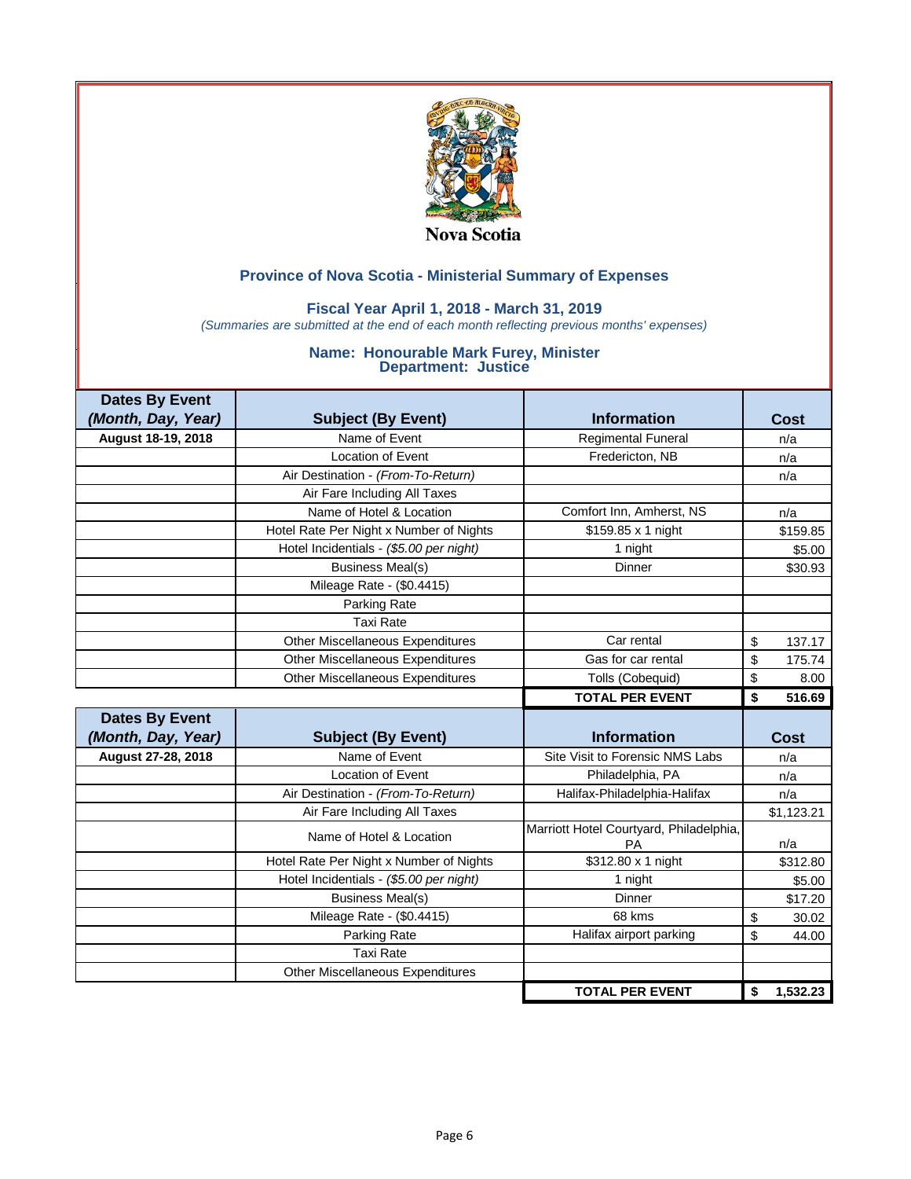Nova Scotia

## Province of Nova Scotia - Ministerial Summary of Expenses

### Fiscal Year April 1, 2018 - March 31, 2019

*(Summaries are submitted at the end of each month reflecting previous months' expenses)*

### Name: Honourable Mark Furey, Minister
### Department: Justice

| Dates By Event *(Month, Day, Year)* | Subject (By Event) | Information | Cost |
|---|---|---|---|
| **August 18-19, 2018** | Name of Event | Regimental Funeral | n/a |
| | Location of Event | Fredericton, NB | n/a |
| | Air Destination - *(From-To-Return)* | | n/a |
| | Air Fare Including All Taxes | | |
| | Name of Hotel & Location | Comfort Inn, Amherst, NS | n/a |
| | Hotel Rate Per Night x Number of Nights | $159.85 x 1 night | $159.85 |
| | Hotel Incidentials - *($5.00 per night)* | 1 night | $5.00 |
| | Business Meal(s) | Dinner | $30.93 |
| | Mileage Rate - ($0.4415) | | |
| | Parking Rate | | |
| | Taxi Rate | | |
| | Other Miscellaneous Expenditures | Car rental | $ 137.17 |
| | Other Miscellaneous Expenditures | Gas for car rental | $ 175.74 |
| | Other Miscellaneous Expenditures | Tolls (Cobequid) | $ 8.00 |
| | | **TOTAL PER EVENT** | **$ 516.69** |

| Dates By Event *(Month, Day, Year)* | Subject (By Event) | Information | Cost |
|---|---|---|---|
| **August 27-28, 2018** | Name of Event | Site Visit to Forensic NMS Labs | n/a |
| | Location of Event | Philadelphia, PA | n/a |
| | Air Destination - *(From-To-Return)* | Halifax-Philadelphia-Halifax | n/a |
| | Air Fare Including All Taxes | | $1,123.21 |
| | Name of Hotel & Location | Marriott Hotel Courtyard, Philadelphia, PA | n/a |
| | Hotel Rate Per Night x Number of Nights | $312.80 x 1 night | $312.80 |
| | Hotel Incidentials - *($5.00 per night)* | 1 night | $5.00 |
| | Business Meal(s) | Dinner | $17.20 |
| | Mileage Rate - ($0.4415) | 68 kms | $ 30.02 |
| | Parking Rate | Halifax airport parking | $ 44.00 |
| | Taxi Rate | | |
| | Other Miscellaneous Expenditures | | |
| | | **TOTAL PER EVENT** | **$ 1,532.23** |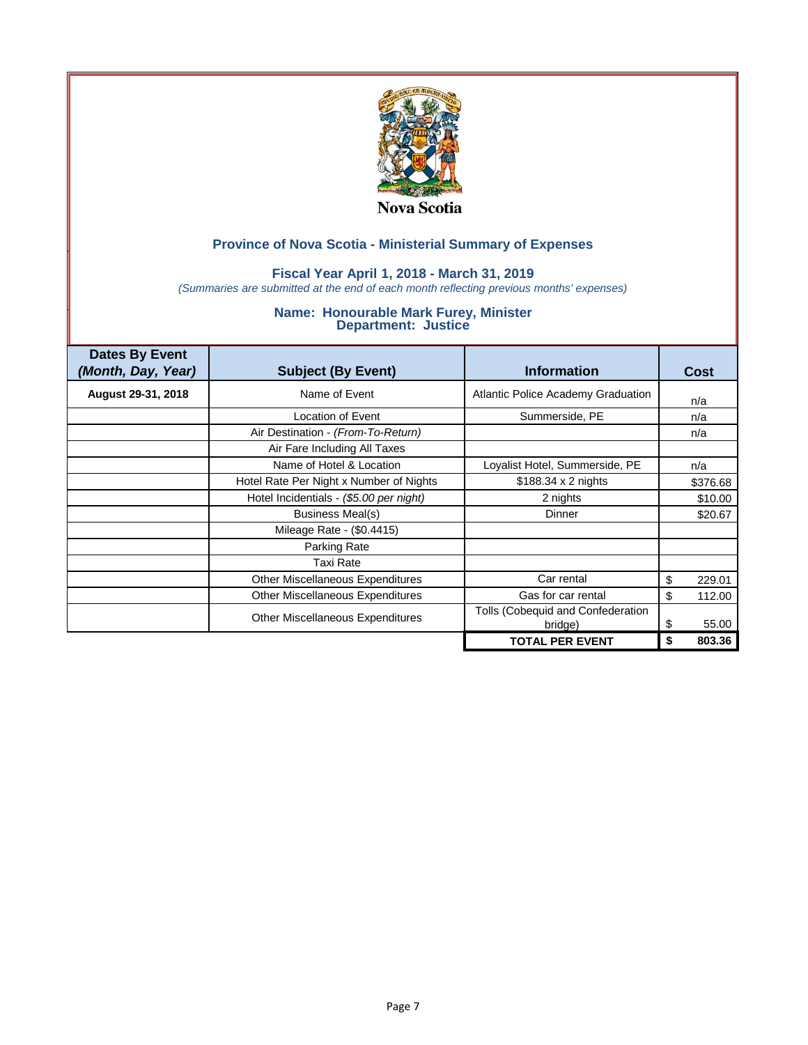Nova Scotia

## Province of Nova Scotia - Ministerial Summary of Expenses

### Fiscal Year April 1, 2018 - March 31, 2019

*(Summaries are submitted at the end of each month reflecting previous months' expenses)*

### Name: Honourable Mark Furey, Minister
### Department: Justice

| Dates By Event *(Month, Day, Year)* | Subject (By Event) | Information | Cost |
|---|---|---|---|
| **August 29-31, 2018** | Name of Event | Atlantic Police Academy Graduation | n/a |
| | Location of Event | Summerside, PE | n/a |
| | Air Destination - *(From-To-Return)* | | n/a |
| | Air Fare Including All Taxes | | |
| | Name of Hotel & Location | Loyalist Hotel, Summerside, PE | n/a |
| | Hotel Rate Per Night x Number of Nights | $188.34 x 2 nights | $376.68 |
| | Hotel Incidentials - *($5.00 per night)* | 2 nights | $10.00 |
| | Business Meal(s) | Dinner | $20.67 |
| | Mileage Rate - ($0.4415) | | |
| | Parking Rate | | |
| | Taxi Rate | | |
| | Other Miscellaneous Expenditures | Car rental | $ 229.01 |
| | Other Miscellaneous Expenditures | Gas for car rental | $ 112.00 |
| | Other Miscellaneous Expenditures | Tolls (Cobequid and Confederation bridge) | $ 55.00 |
| | | **TOTAL PER EVENT** | **$ 803.36** |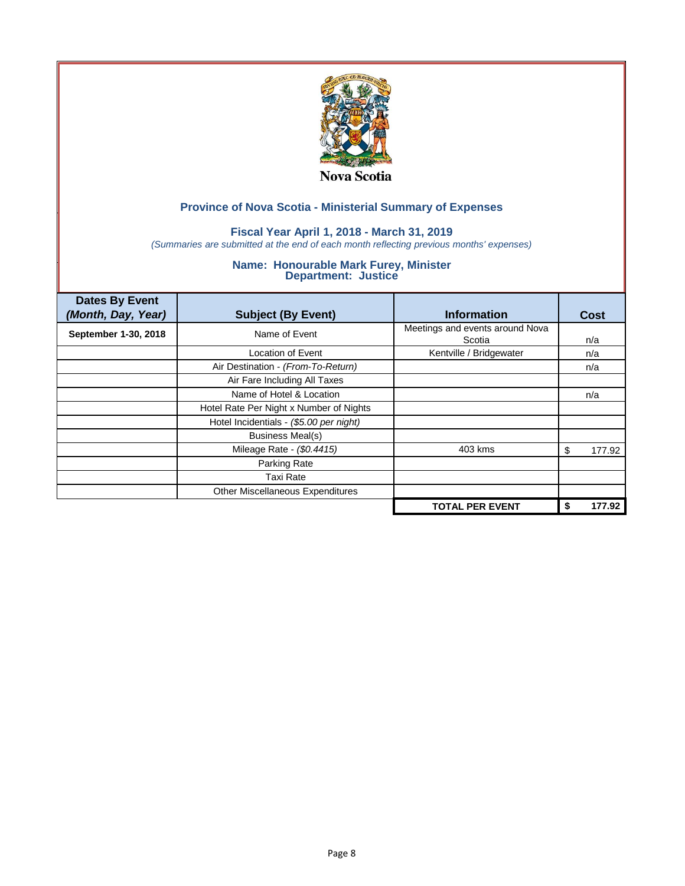Nova Scotia

## Province of Nova Scotia - Ministerial Summary of Expenses

### Fiscal Year April 1, 2018 - March 31, 2019

*(Summaries are submitted at the end of each month reflecting previous months' expenses)*

### Name: Honourable Mark Furey, Minister
### Department: Justice

| Dates By Event *(Month, Day, Year)* | Subject (By Event) | Information | Cost |
|---|---|---|---|
| **September 1-30, 2018** | Name of Event | Meetings and events around Nova Scotia | n/a |
| | Location of Event | Kentville / Bridgewater | n/a |
| | Air Destination - *(From-To-Return)* | | n/a |
| | Air Fare Including All Taxes | | |
| | Name of Hotel & Location | | n/a |
| | Hotel Rate Per Night x Number of Nights | | |
| | Hotel Incidentials - *($5.00 per night)* | | |
| | Business Meal(s) | | |
| | Mileage Rate - *($0.4415)* | 403 kms | $ 177.92 |
| | Parking Rate | | |
| | Taxi Rate | | |
| | Other Miscellaneous Expenditures | | |
| | | **TOTAL PER EVENT** | **$ 177.92** |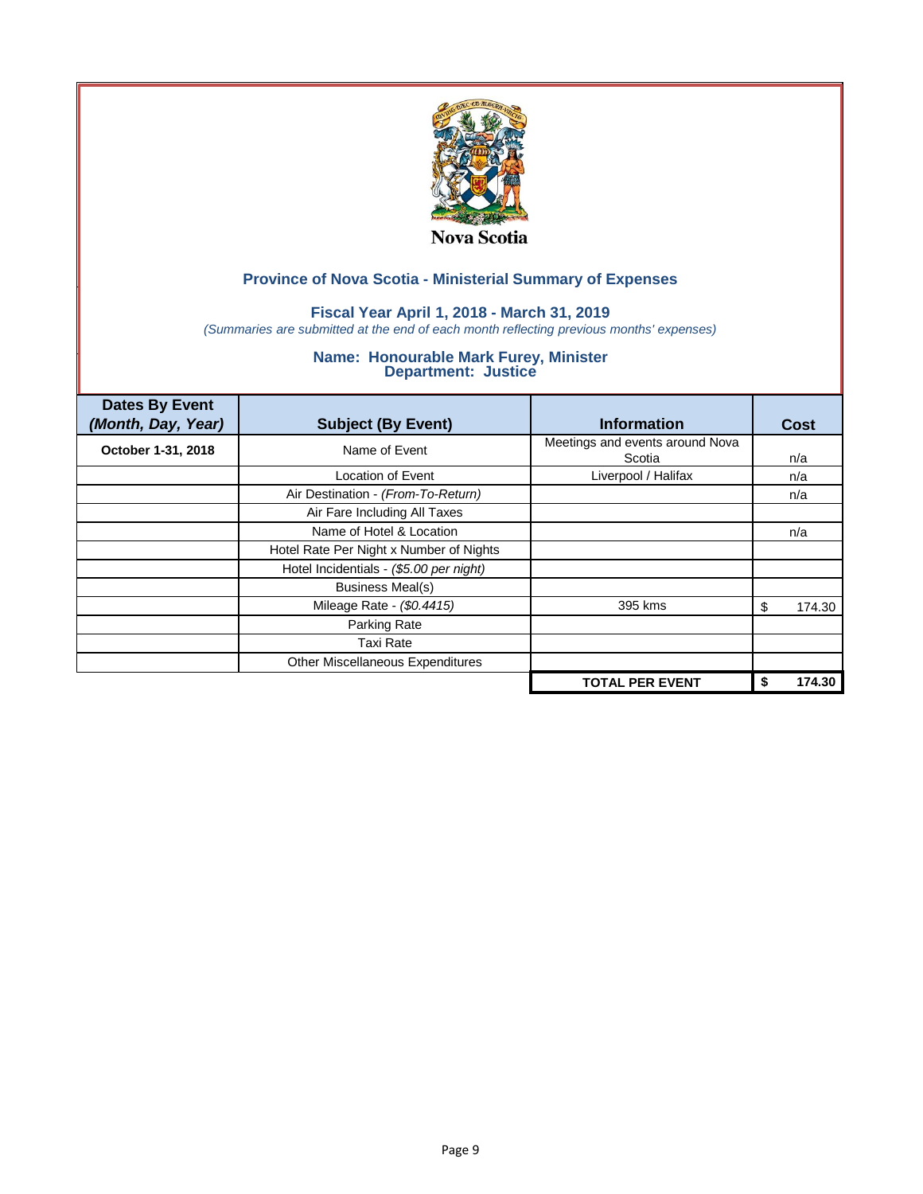Nova Scotia

## Province of Nova Scotia - Ministerial Summary of Expenses

### Fiscal Year April 1, 2018 - March 31, 2019

*(Summaries are submitted at the end of each month reflecting previous months' expenses)*

### Name: Honourable Mark Furey, Minister
### Department: Justice

| Dates By Event *(Month, Day, Year)* | Subject (By Event) | Information | Cost |
|---|---|---|---|
| **October 1-31, 2018** | Name of Event | Meetings and events around Nova Scotia | n/a |
| | Location of Event | Liverpool / Halifax | n/a |
| | Air Destination - *(From-To-Return)* | | n/a |
| | Air Fare Including All Taxes | | |
| | Name of Hotel & Location | | n/a |
| | Hotel Rate Per Night x Number of Nights | | |
| | Hotel Incidentials - *($5.00 per night)* | | |
| | Business Meal(s) | | |
| | Mileage Rate - *($0.4415)* | 395 kms | $ 174.30 |
| | Parking Rate | | |
| | Taxi Rate | | |
| | Other Miscellaneous Expenditures | | |
| | | **TOTAL PER EVENT** | **$ 174.30** |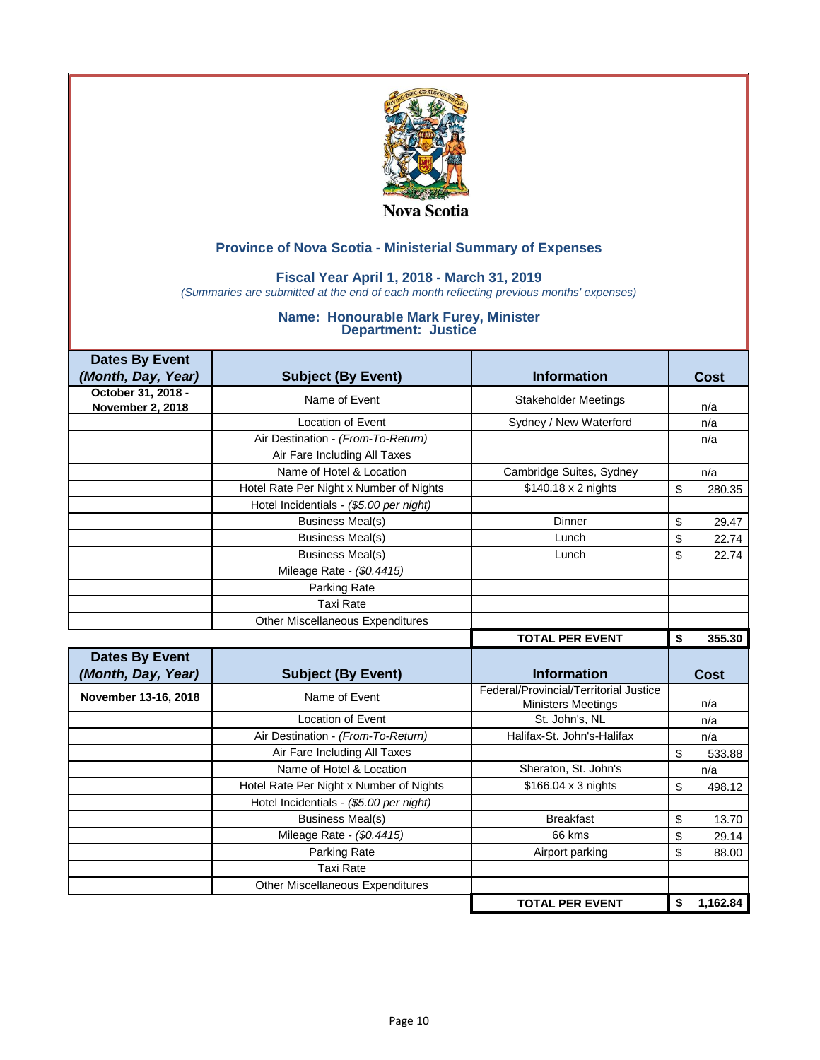Nova Scotia

## Province of Nova Scotia - Ministerial Summary of Expenses

### Fiscal Year April 1, 2018 - March 31, 2019

*(Summaries are submitted at the end of each month reflecting previous months' expenses)*

### Name: Honourable Mark Furey, Minister
### Department: Justice

| Dates By Event *(Month, Day, Year)* | Subject (By Event) | Information | Cost |
|---|---|---|---|
| October 31, 2018 - November 2, 2018 | Name of Event | Stakeholder Meetings | n/a |
| | Location of Event | Sydney / New Waterford | n/a |
| | Air Destination - *(From-To-Return)* | | n/a |
| | Air Fare Including All Taxes | | |
| | Name of Hotel & Location | Cambridge Suites, Sydney | n/a |
| | Hotel Rate Per Night x Number of Nights | $140.18 x 2 nights | $ 280.35 |
| | Hotel Incidentials - *($5.00 per night)* | | |
| | Business Meal(s) | Dinner | $ 29.47 |
| | Business Meal(s) | Lunch | $ 22.74 |
| | Business Meal(s) | Lunch | $ 22.74 |
| | Mileage Rate - *($0.4415)* | | |
| | Parking Rate | | |
| | Taxi Rate | | |
| | Other Miscellaneous Expenditures | | |
| | | **TOTAL PER EVENT** | **$ 355.30** |

| Dates By Event *(Month, Day, Year)* | Subject (By Event) | Information | Cost |
|---|---|---|---|
| November 13-16, 2018 | Name of Event | Federal/Provincial/Territorial Justice Ministers Meetings | n/a |
| | Location of Event | St. John's, NL | n/a |
| | Air Destination - *(From-To-Return)* | Halifax-St. John's-Halifax | n/a |
| | Air Fare Including All Taxes | | $ 533.88 |
| | Name of Hotel & Location | Sheraton, St. John's | n/a |
| | Hotel Rate Per Night x Number of Nights | $166.04 x 3 nights | $ 498.12 |
| | Hotel Incidentials - *($5.00 per night)* | | |
| | Business Meal(s) | Breakfast | $ 13.70 |
| | Mileage Rate - *($0.4415)* | 66 kms | $ 29.14 |
| | Parking Rate | Airport parking | $ 88.00 |
| | Taxi Rate | | |
| | Other Miscellaneous Expenditures | | |
| | | **TOTAL PER EVENT** | **$ 1,162.84** |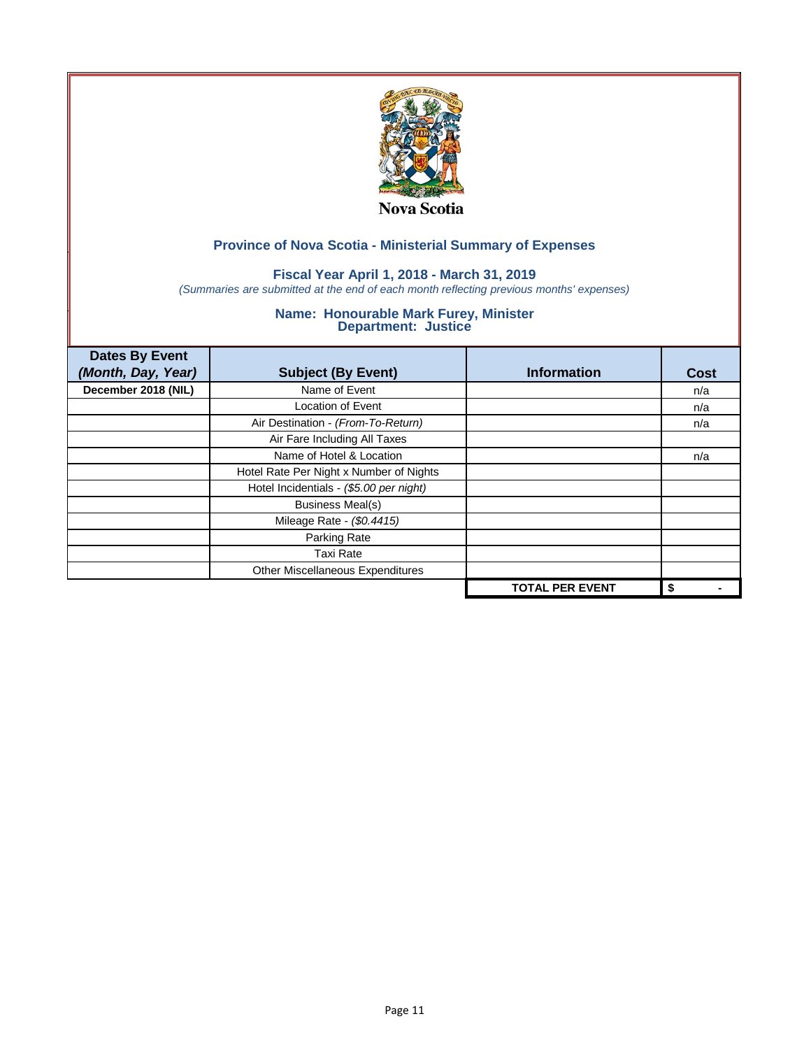Nova Scotia

## Province of Nova Scotia - Ministerial Summary of Expenses

### Fiscal Year April 1, 2018 - March 31, 2019

*(Summaries are submitted at the end of each month reflecting previous months' expenses)*

### Name: Honourable Mark Furey, Minister
### Department: Justice

| Dates By Event *(Month, Day, Year)* | Subject (By Event) | Information | Cost |
|---|---|---|---|
| **December 2018 (NIL)** | Name of Event | | n/a |
| | Location of Event | | n/a |
| | Air Destination - *(From-To-Return)* | | n/a |
| | Air Fare Including All Taxes | | |
| | Name of Hotel & Location | | n/a |
| | Hotel Rate Per Night x Number of Nights | | |
| | Hotel Incidentials - *($5.00 per night)* | | |
| | Business Meal(s) | | |
| | Mileage Rate - *($0.4415)* | | |
| | Parking Rate | | |
| | Taxi Rate | | |
| | Other Miscellaneous Expenditures | | |
| | | **TOTAL PER EVENT** | **$ -** |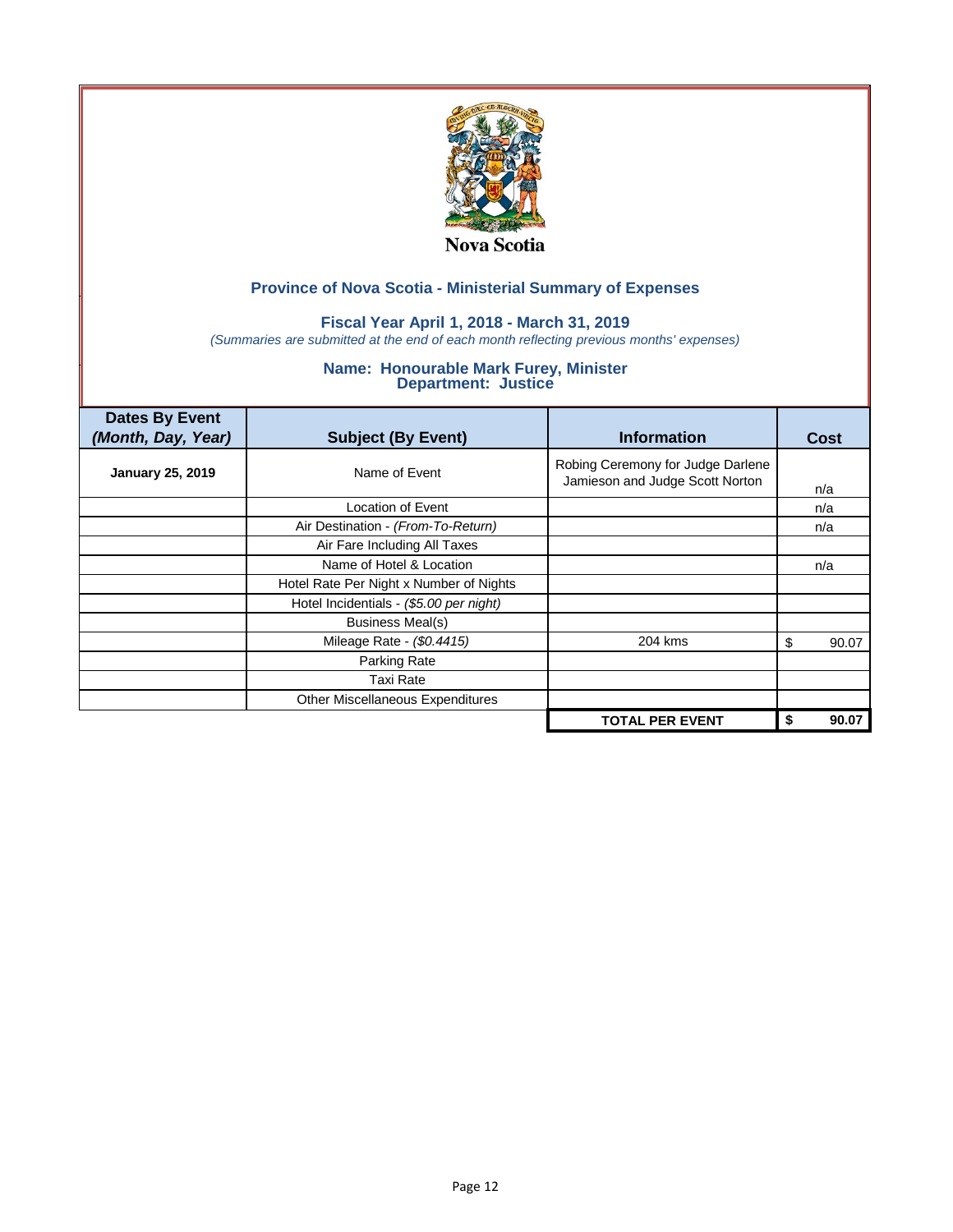Nova Scotia

## Province of Nova Scotia - Ministerial Summary of Expenses

### Fiscal Year April 1, 2018 - March 31, 2019

*(Summaries are submitted at the end of each month reflecting previous months' expenses)*

### Name: Honourable Mark Furey, Minister
### Department: Justice

| Dates By Event *(Month, Day, Year)* | Subject (By Event) | Information | Cost |
|---|---|---|---|
| **January 25, 2019** | Name of Event | Robing Ceremony for Judge Darlene Jamieson and Judge Scott Norton | n/a |
| | Location of Event | | n/a |
| | Air Destination - *(From-To-Return)* | | n/a |
| | Air Fare Including All Taxes | | |
| | Name of Hotel & Location | | n/a |
| | Hotel Rate Per Night x Number of Nights | | |
| | Hotel Incidentials - *($5.00 per night)* | | |
| | Business Meal(s) | | |
| | Mileage Rate - *($0.4415)* | 204 kms | $ 90.07 |
| | Parking Rate | | |
| | Taxi Rate | | |
| | Other Miscellaneous Expenditures | | |
| | | **TOTAL PER EVENT** | **$ 90.07** |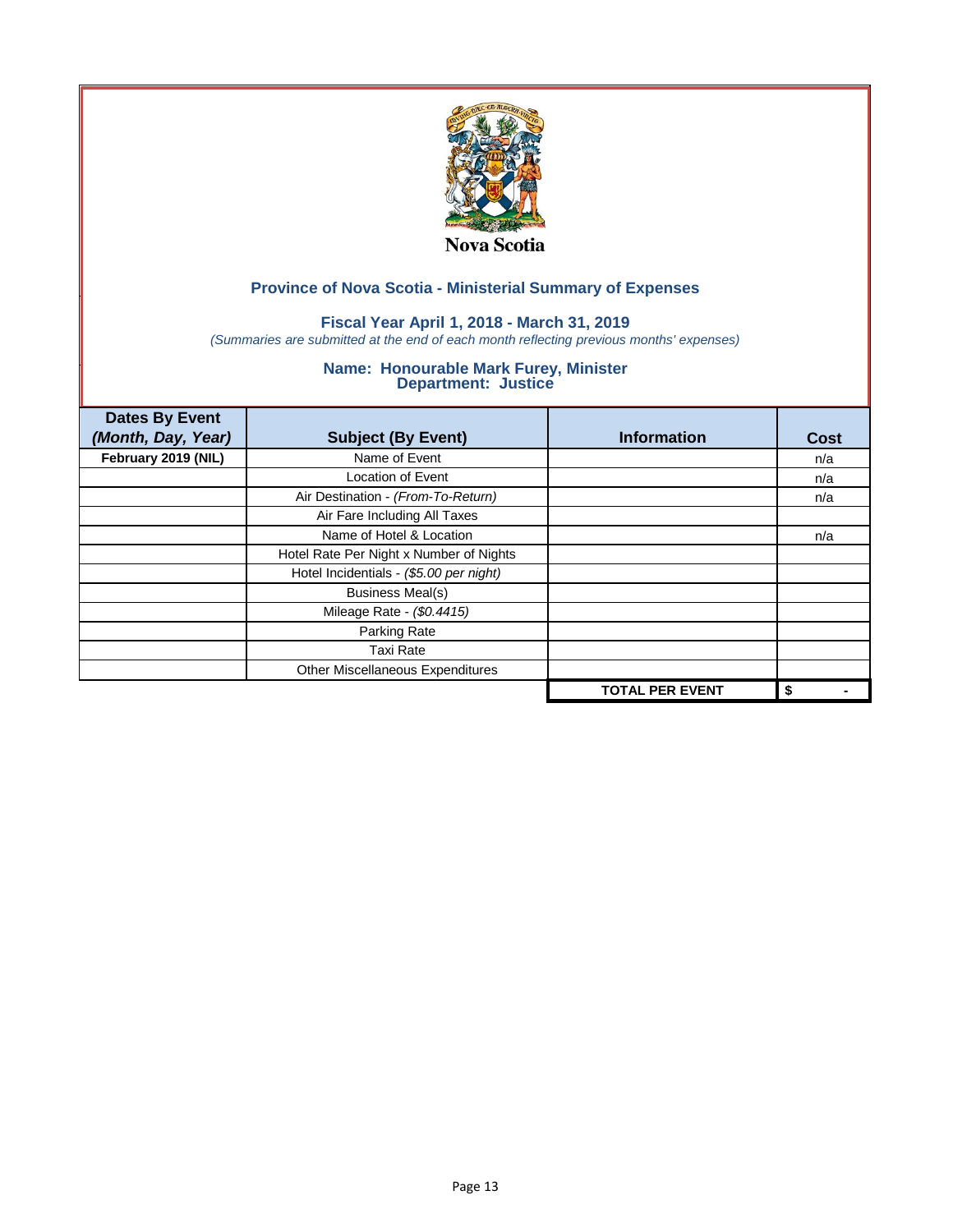Nova Scotia

## Province of Nova Scotia - Ministerial Summary of Expenses

### Fiscal Year April 1, 2018 - March 31, 2019

*(Summaries are submitted at the end of each month reflecting previous months' expenses)*

### Name: Honourable Mark Furey, Minister
### Department: Justice

| Dates By Event *(Month, Day, Year)* | Subject (By Event) | Information | Cost |
|---|---|---|---|
| **February 2019 (NIL)** | Name of Event | | n/a |
| | Location of Event | | n/a |
| | Air Destination - *(From-To-Return)* | | n/a |
| | Air Fare Including All Taxes | | |
| | Name of Hotel & Location | | n/a |
| | Hotel Rate Per Night x Number of Nights | | |
| | Hotel Incidentials - *($5.00 per night)* | | |
| | Business Meal(s) | | |
| | Mileage Rate - *($0.4415)* | | |
| | Parking Rate | | |
| | Taxi Rate | | |
| | Other Miscellaneous Expenditures | | |
| | | **TOTAL PER EVENT** | **$ -** |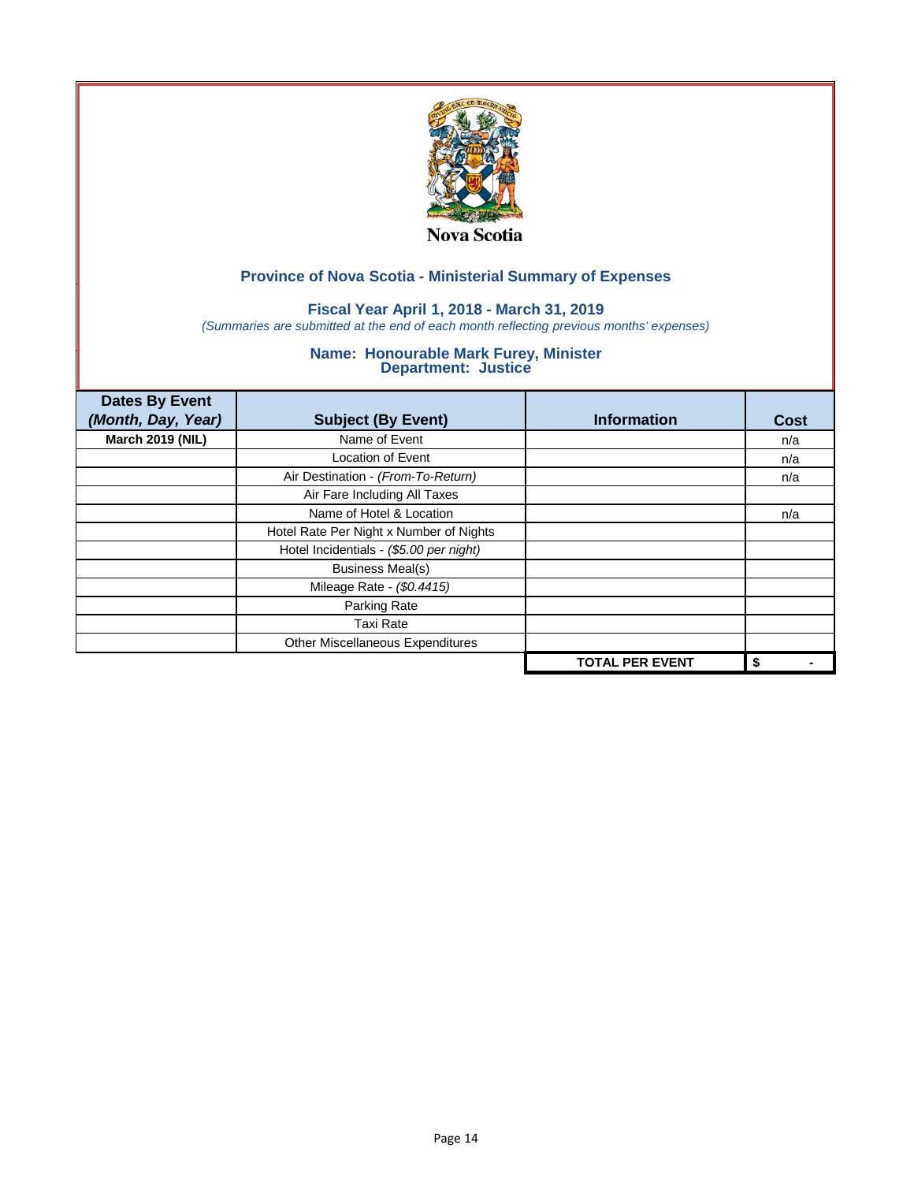Nova Scotia

## Province of Nova Scotia - Ministerial Summary of Expenses

### Fiscal Year April 1, 2018 - March 31, 2019

*(Summaries are submitted at the end of each month reflecting previous months' expenses)*

### Name: Honourable Mark Furey, Minister
### Department: Justice

| Dates By Event *(Month, Day, Year)* | Subject (By Event) | Information | Cost |
|---|---|---|---|
| **March 2019 (NIL)** | Name of Event | | n/a |
| | Location of Event | | n/a |
| | Air Destination - *(From-To-Return)* | | n/a |
| | Air Fare Including All Taxes | | |
| | Name of Hotel & Location | | n/a |
| | Hotel Rate Per Night x Number of Nights | | |
| | Hotel Incidentials - *($5.00 per night)* | | |
| | Business Meal(s) | | |
| | Mileage Rate - *($0.4415)* | | |
| | Parking Rate | | |
| | Taxi Rate | | |
| | Other Miscellaneous Expenditures | | |
| | | **TOTAL PER EVENT** | **$ -** |